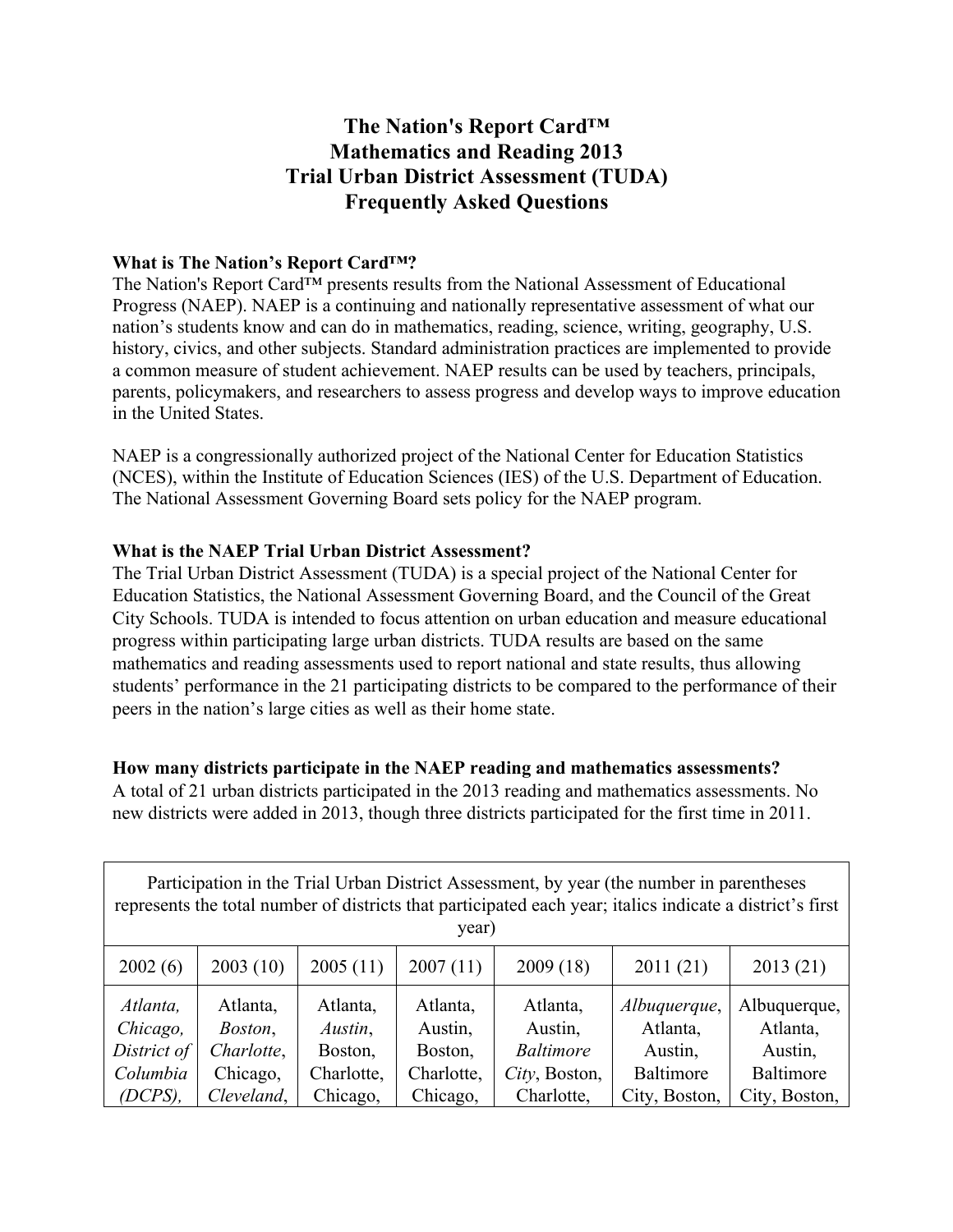# The Nation's Report Card™ Mathematics and Reading 2013 Trial Urban District Assessment (TUDA) Frequently Asked Questions

**What is The Nation's Report Card™?**

The Nation's Report Card™ presents results from the National Assessment of Educational Progress (NAEP). NAEP is a continuing and nationally representative assessment of what our nation's students know and can do in mathematics, reading, science, writing, geography, U.S. history, civics, and other subjects. Standard administration practices are implemented to provide a common measure of student achievement. NAEP results can be used by teachers, principals, parents, policymakers, and researchers to assess progress and develop ways to improve education in the United States.

NAEP is a congressionally authorized project of the National Center for Education Statistics (NCES), within the Institute of Education Sciences (IES) of the U.S. Department of Education. The National Assessment Governing Board sets policy for the NAEP program.

**What is the NAEP Trial Urban District Assessment?**

The Trial Urban District Assessment (TUDA) is a special project of the National Center for Education Statistics, the National Assessment Governing Board, and the Council of the Great City Schools. TUDA is intended to focus attention on urban education and measure educational progress within participating large urban districts. TUDA results are based on the same mathematics and reading assessments used to report national and state results, thus allowing students' performance in the 21 participating districts to be compared to the performance of their peers in the nation's large cities as well as their home state.

**How many districts participate in the NAEP reading and mathematics assessments?**

A total of 21 urban districts participated in the 2013 reading and mathematics assessments. No new districts were added in 2013, though three districts participated for the first time in 2011.

Participation in the Trial Urban District Assessment, by year (the number in parentheses represents the total number of districts that participated each year; italics indicate a district's first year)

| 2002 (6) | 2003 (10) | 2005 (11) | 2007 (11) | 2009 (18) | 2011 (21) | 2013 (21) |
|---|---|---|---|---|---|---|
| *Atlanta, Chicago, District of Columbia (DCPS),* | Atlanta, *Boston*, *Charlotte*, Chicago, *Cleveland*, | Atlanta, *Austin*, Boston, Charlotte, Chicago, | Atlanta, Austin, Boston, Charlotte, Chicago, | Atlanta, Austin, *Baltimore City*, Boston, Charlotte, | *Albuquerque*, Atlanta, Austin, Baltimore City, Boston, | Albuquerque, Atlanta, Austin, Baltimore City, Boston, |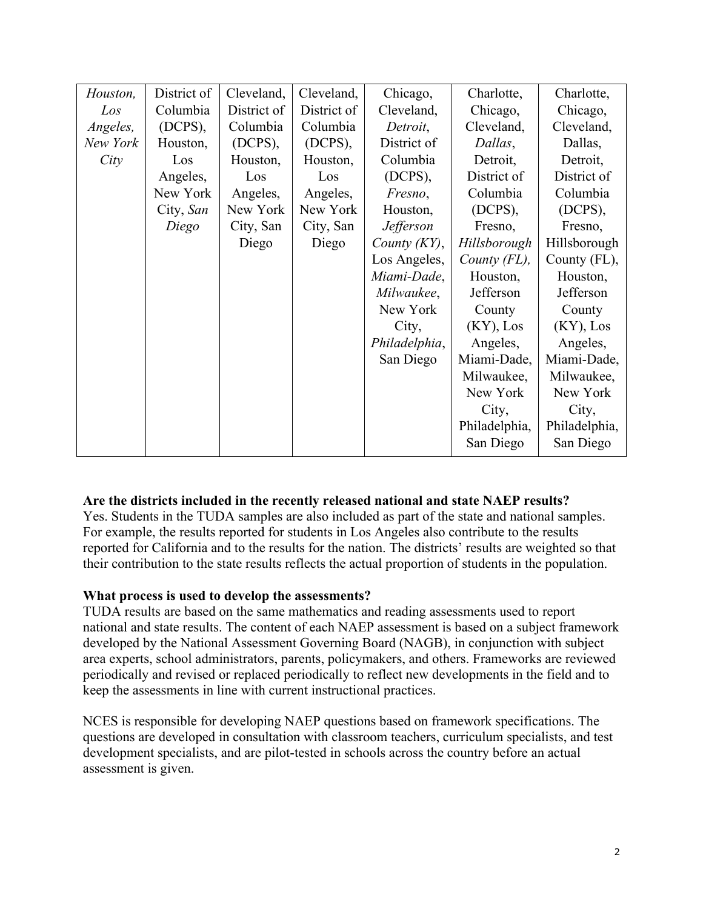| | | | | | | |
|---|---|---|---|---|---|---|
| *Houston, Los Angeles, New York City* | District of Columbia (DCPS), Houston, Los Angeles, New York City, *San Diego* | Cleveland, District of Columbia (DCPS), Houston, Los Angeles, New York City, San Diego | Cleveland, District of Columbia (DCPS), Houston, Los Angeles, New York City, San Diego | Chicago, Cleveland, *Detroit*, District of Columbia (DCPS), *Fresno*, Houston, *Jefferson County (KY)*, Los Angeles, *Miami-Dade*, *Milwaukee*, New York City, *Philadelphia*, San Diego | Charlotte, Chicago, Cleveland, *Dallas*, Detroit, District of Columbia (DCPS), Fresno, *Hillsborough County (FL),* Houston, Jefferson County (KY), Los Angeles, Miami-Dade, Milwaukee, New York City, Philadelphia, San Diego | Charlotte, Chicago, Cleveland, Dallas, Detroit, District of Columbia (DCPS), Fresno, Hillsborough County (FL), Houston, Jefferson County (KY), Los Angeles, Miami-Dade, Milwaukee, New York City, Philadelphia, San Diego |

**Are the districts included in the recently released national and state NAEP results?**
Yes. Students in the TUDA samples are also included as part of the state and national samples. For example, the results reported for students in Los Angeles also contribute to the results reported for California and to the results for the nation. The districts' results are weighted so that their contribution to the state results reflects the actual proportion of students in the population.

**What process is used to develop the assessments?**
TUDA results are based on the same mathematics and reading assessments used to report national and state results. The content of each NAEP assessment is based on a subject framework developed by the National Assessment Governing Board (NAGB), in conjunction with subject area experts, school administrators, parents, policymakers, and others. Frameworks are reviewed periodically and revised or replaced periodically to reflect new developments in the field and to keep the assessments in line with current instructional practices.

NCES is responsible for developing NAEP questions based on framework specifications. The questions are developed in consultation with classroom teachers, curriculum specialists, and test development specialists, and are pilot-tested in schools across the country before an actual assessment is given.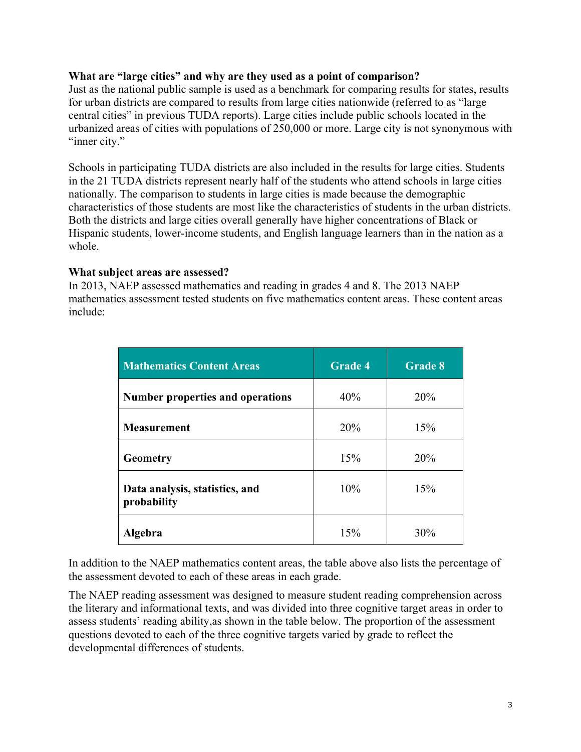**What are “large cities” and why are they used as a point of comparison?**

Just as the national public sample is used as a benchmark for comparing results for states, results for urban districts are compared to results from large cities nationwide (referred to as “large central cities” in previous TUDA reports). Large cities include public schools located in the urbanized areas of cities with populations of 250,000 or more. Large city is not synonymous with “inner city.”

Schools in participating TUDA districts are also included in the results for large cities. Students in the 21 TUDA districts represent nearly half of the students who attend schools in large cities nationally. The comparison to students in large cities is made because the demographic characteristics of those students are most like the characteristics of students in the urban districts. Both the districts and large cities overall generally have higher concentrations of Black or Hispanic students, lower-income students, and English language learners than in the nation as a whole.

**What subject areas are assessed?**

In 2013, NAEP assessed mathematics and reading in grades 4 and 8. The 2013 NAEP mathematics assessment tested students on five mathematics content areas. These content areas include:

| Mathematics Content Areas | Grade 4 | Grade 8 |
|---|---|---|
| **Number properties and operations** | 40% | 20% |
| **Measurement** | 20% | 15% |
| **Geometry** | 15% | 20% |
| **Data analysis, statistics, and probability** | 10% | 15% |
| **Algebra** | 15% | 30% |

In addition to the NAEP mathematics content areas, the table above also lists the percentage of the assessment devoted to each of these areas in each grade.

The NAEP reading assessment was designed to measure student reading comprehension across the literary and informational texts, and was divided into three cognitive target areas in order to assess students’ reading ability,as shown in the table below. The proportion of the assessment questions devoted to each of the three cognitive targets varied by grade to reflect the developmental differences of students.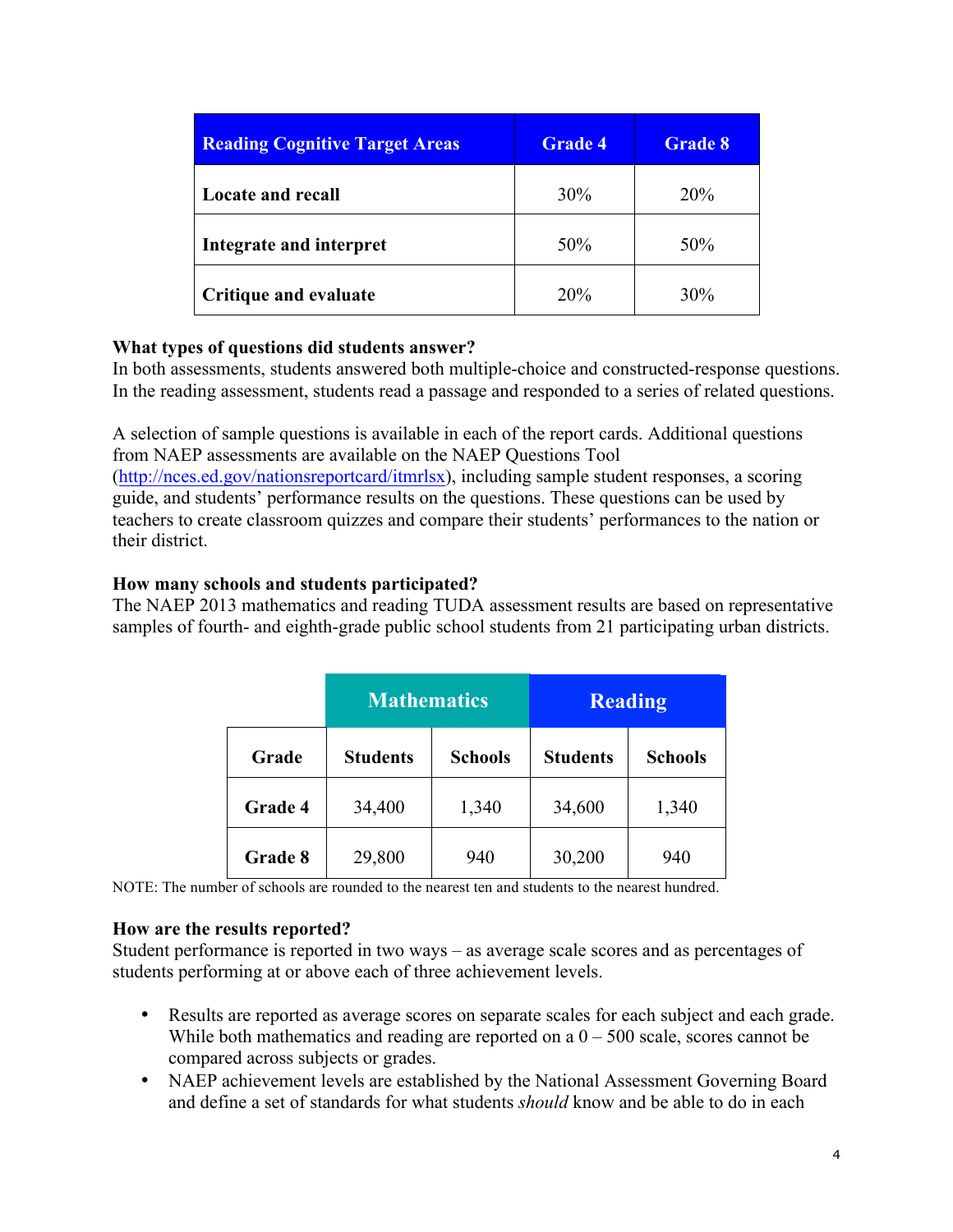| Reading Cognitive Target Areas | Grade 4 | Grade 8 |
|---|---|---|
| **Locate and recall** | 30% | 20% |
| **Integrate and interpret** | 50% | 50% |
| **Critique and evaluate** | 20% | 30% |

**What types of questions did students answer?**
In both assessments, students answered both multiple-choice and constructed-response questions. In the reading assessment, students read a passage and responded to a series of related questions.

A selection of sample questions is available in each of the report cards. Additional questions from NAEP assessments are available on the NAEP Questions Tool (http://nces.ed.gov/nationsreportcard/itmrlsx), including sample student responses, a scoring guide, and students' performance results on the questions. These questions can be used by teachers to create classroom quizzes and compare their students' performances to the nation or their district.

**How many schools and students participated?**
The NAEP 2013 mathematics and reading TUDA assessment results are based on representative samples of fourth- and eighth-grade public school students from 21 participating urban districts.

| | Mathematics | | Reading | |
|---|---|---|---|---|
| **Grade** | **Students** | **Schools** | **Students** | **Schools** |
| **Grade 4** | 34,400 | 1,340 | 34,600 | 1,340 |
| **Grade 8** | 29,800 | 940 | 30,200 | 940 |

NOTE: The number of schools are rounded to the nearest ten and students to the nearest hundred.

**How are the results reported?**
Student performance is reported in two ways – as average scale scores and as percentages of students performing at or above each of three achievement levels.

- Results are reported as average scores on separate scales for each subject and each grade. While both mathematics and reading are reported on a 0 – 500 scale, scores cannot be compared across subjects or grades.
- NAEP achievement levels are established by the National Assessment Governing Board and define a set of standards for what students *should* know and be able to do in each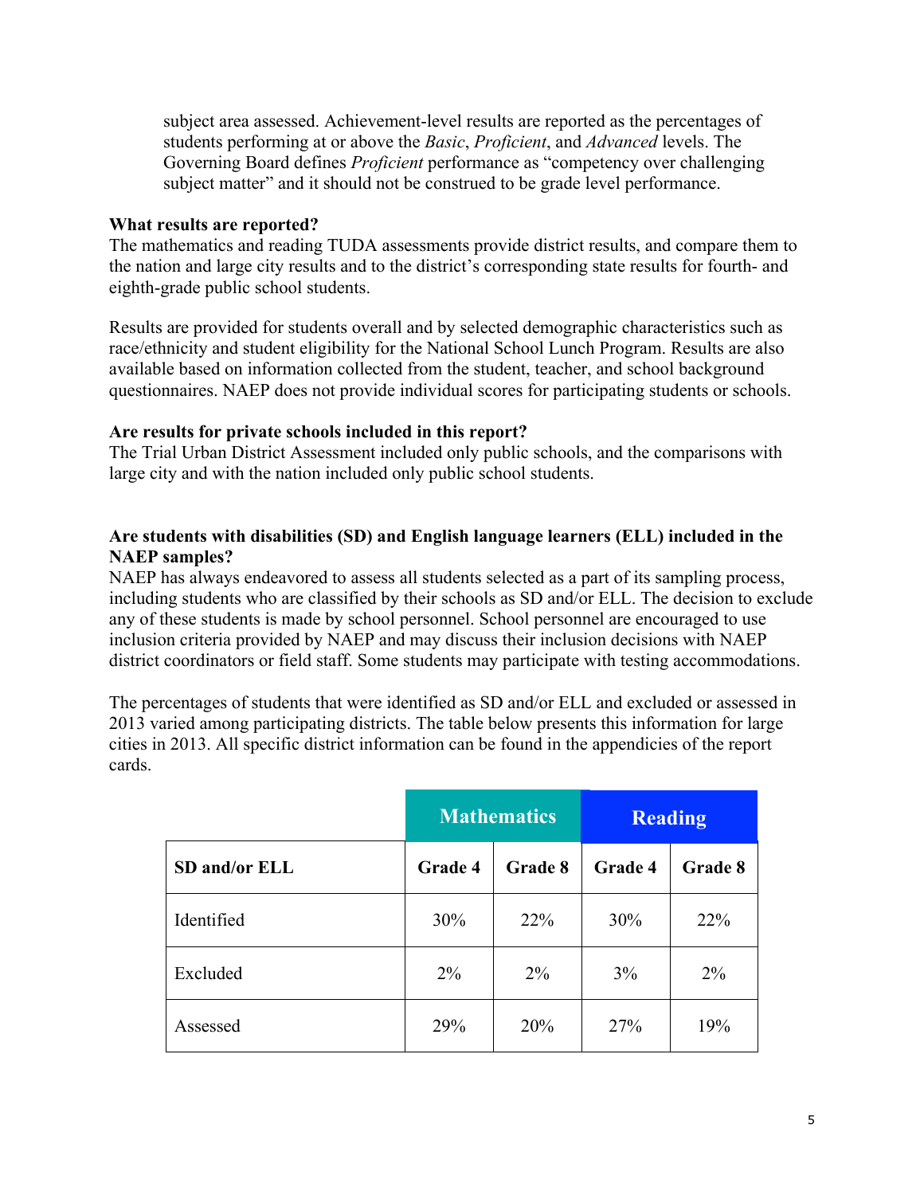subject area assessed. Achievement-level results are reported as the percentages of students performing at or above the *Basic*, *Proficient*, and *Advanced* levels. The Governing Board defines *Proficient* performance as "competency over challenging subject matter" and it should not be construed to be grade level performance.

**What results are reported?**

The mathematics and reading TUDA assessments provide district results, and compare them to the nation and large city results and to the district's corresponding state results for fourth- and eighth-grade public school students.

Results are provided for students overall and by selected demographic characteristics such as race/ethnicity and student eligibility for the National School Lunch Program. Results are also available based on information collected from the student, teacher, and school background questionnaires. NAEP does not provide individual scores for participating students or schools.

**Are results for private schools included in this report?**

The Trial Urban District Assessment included only public schools, and the comparisons with large city and with the nation included only public school students.

**Are students with disabilities (SD) and English language learners (ELL) included in the NAEP samples?**

NAEP has always endeavored to assess all students selected as a part of its sampling process, including students who are classified by their schools as SD and/or ELL. The decision to exclude any of these students is made by school personnel. School personnel are encouraged to use inclusion criteria provided by NAEP and may discuss their inclusion decisions with NAEP district coordinators or field staff. Some students may participate with testing accommodations.

The percentages of students that were identified as SD and/or ELL and excluded or assessed in 2013 varied among participating districts. The table below presents this information for large cities in 2013. All specific district information can be found in the appendicies of the report cards.

| | Mathematics | | Reading | |
|---|---|---|---|---|
| **SD and/or ELL** | **Grade 4** | **Grade 8** | **Grade 4** | **Grade 8** |
| Identified | 30% | 22% | 30% | 22% |
| Excluded | 2% | 2% | 3% | 2% |
| Assessed | 29% | 20% | 27% | 19% |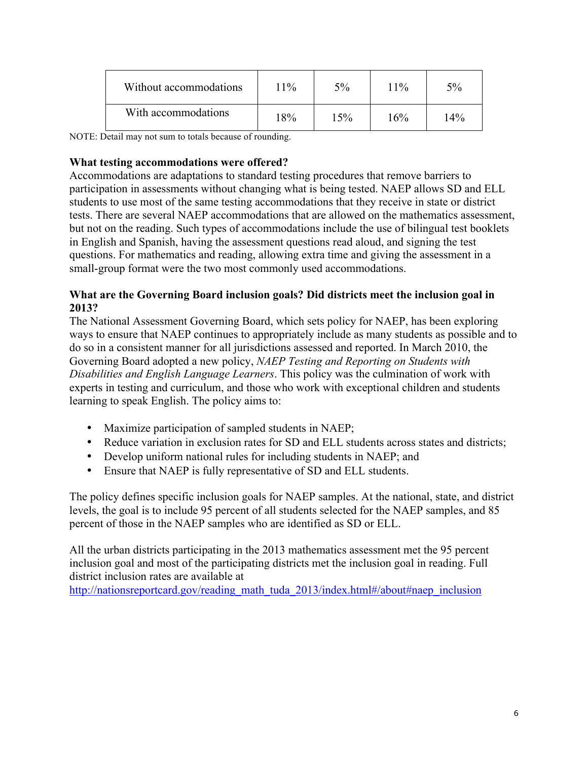| | | | | |
|---|---|---|---|---|
| Without accommodations | 11% | 5% | 11% | 5% |
| With accommodations | 18% | 15% | 16% | 14% |

NOTE: Detail may not sum to totals because of rounding.

**What testing accommodations were offered?**

Accommodations are adaptations to standard testing procedures that remove barriers to participation in assessments without changing what is being tested. NAEP allows SD and ELL students to use most of the same testing accommodations that they receive in state or district tests. There are several NAEP accommodations that are allowed on the mathematics assessment, but not on the reading. Such types of accommodations include the use of bilingual test booklets in English and Spanish, having the assessment questions read aloud, and signing the test questions. For mathematics and reading, allowing extra time and giving the assessment in a small-group format were the two most commonly used accommodations.

**What are the Governing Board inclusion goals? Did districts meet the inclusion goal in 2013?**

The National Assessment Governing Board, which sets policy for NAEP, has been exploring ways to ensure that NAEP continues to appropriately include as many students as possible and to do so in a consistent manner for all jurisdictions assessed and reported. In March 2010, the Governing Board adopted a new policy, *NAEP Testing and Reporting on Students with Disabilities and English Language Learners*. This policy was the culmination of work with experts in testing and curriculum, and those who work with exceptional children and students learning to speak English. The policy aims to:

- Maximize participation of sampled students in NAEP;
- Reduce variation in exclusion rates for SD and ELL students across states and districts;
- Develop uniform national rules for including students in NAEP; and
- Ensure that NAEP is fully representative of SD and ELL students.

The policy defines specific inclusion goals for NAEP samples. At the national, state, and district levels, the goal is to include 95 percent of all students selected for the NAEP samples, and 85 percent of those in the NAEP samples who are identified as SD or ELL.

All the urban districts participating in the 2013 mathematics assessment met the 95 percent inclusion goal and most of the participating districts met the inclusion goal in reading. Full district inclusion rates are available at http://nationsreportcard.gov/reading_math_tuda_2013/index.html#/about#naep_inclusion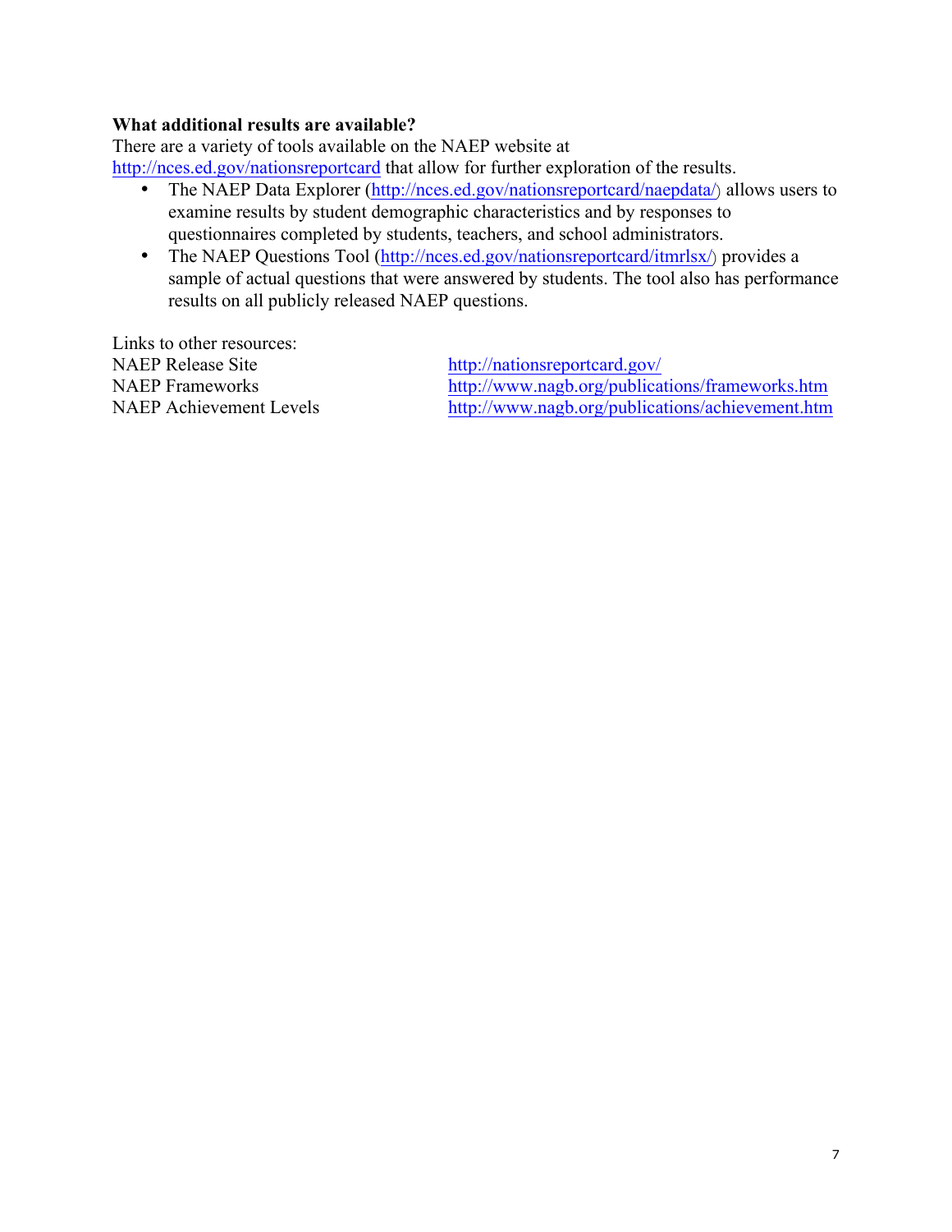**What additional results are available?**

There are a variety of tools available on the NAEP website at http://nces.ed.gov/nationsreportcard that allow for further exploration of the results.

- The NAEP Data Explorer (http://nces.ed.gov/nationsreportcard/naepdata/) allows users to examine results by student demographic characteristics and by responses to questionnaires completed by students, teachers, and school administrators.
- The NAEP Questions Tool (http://nces.ed.gov/nationsreportcard/itmrlsx/) provides a sample of actual questions that were answered by students. The tool also has performance results on all publicly released NAEP questions.

Links to other resources:

| | |
|---|---|
| NAEP Release Site | http://nationsreportcard.gov/ |
| NAEP Frameworks | http://www.nagb.org/publications/frameworks.htm |
| NAEP Achievement Levels | http://www.nagb.org/publications/achievement.htm |